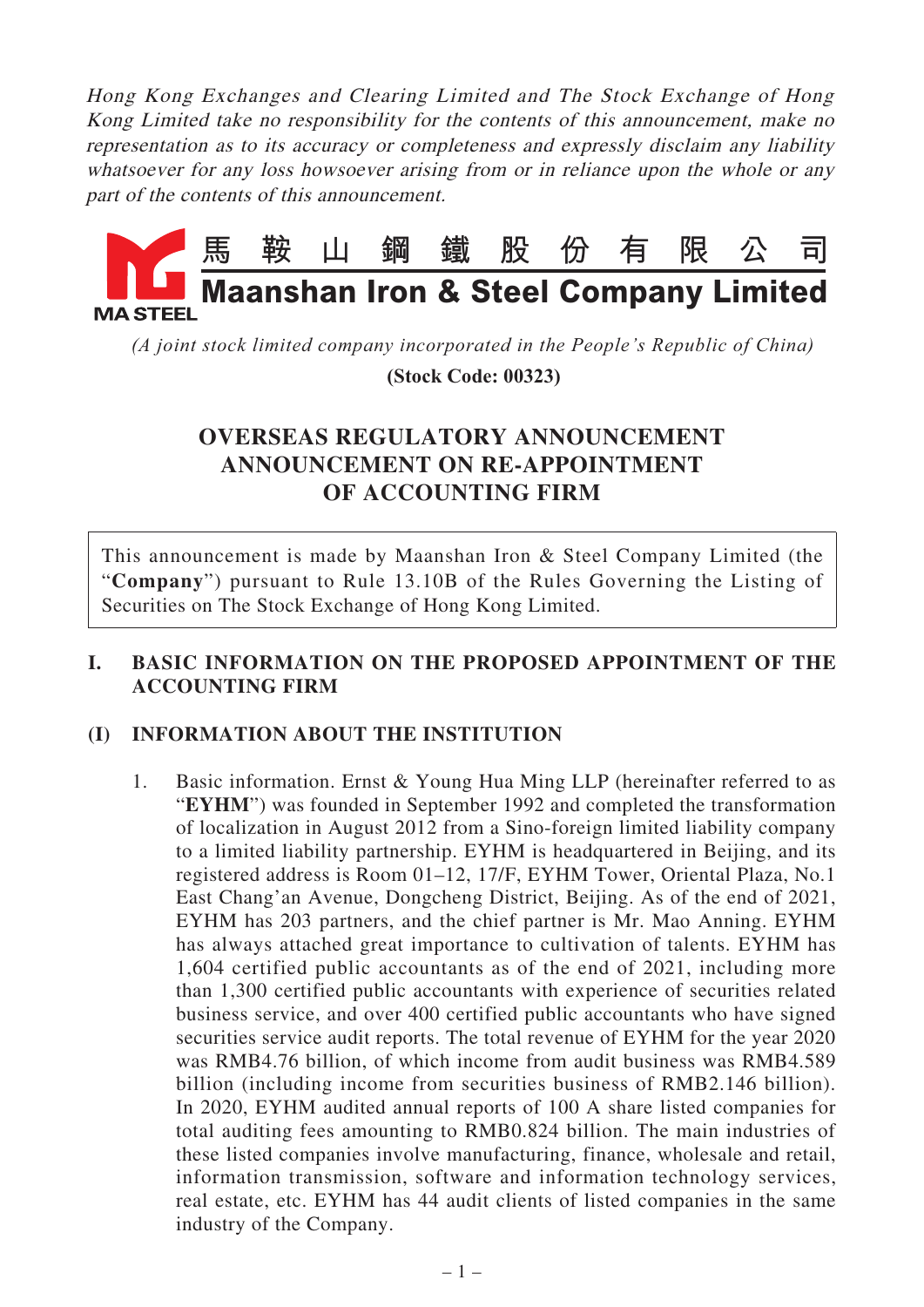*Hong Kong Exchanges and Clearing Limited and The Stock Exchange of Hong Kong Limited take no responsibility for the contents of this announcement, make no representation as to its accuracy or completeness and expressly disclaim any liability whatsoever for any loss howsoever arising from or in reliance upon the whole or any part of the contents of this announcement.*

**馬鞍山鋼鐵股份有限公司**

**Maanshan Iron & Steel Company Limited**

MA STEEL

*(A joint stock limited company incorporated in the People's Republic of China)*

**(Stock Code: 00323)**

# OVERSEAS REGULATORY ANNOUNCEMENT ANNOUNCEMENT ON RE-APPOINTMENT OF ACCOUNTING FIRM

This announcement is made by Maanshan Iron & Steel Company Limited (the "**Company**") pursuant to Rule 13.10B of the Rules Governing the Listing of Securities on The Stock Exchange of Hong Kong Limited.

## I. BASIC INFORMATION ON THE PROPOSED APPOINTMENT OF THE ACCOUNTING FIRM

### (I) INFORMATION ABOUT THE INSTITUTION

1. Basic information. Ernst & Young Hua Ming LLP (hereinafter referred to as "**EYHM**") was founded in September 1992 and completed the transformation of localization in August 2012 from a Sino-foreign limited liability company to a limited liability partnership. EYHM is headquartered in Beijing, and its registered address is Room 01–12, 17/F, EYHM Tower, Oriental Plaza, No.1 East Chang'an Avenue, Dongcheng District, Beijing. As of the end of 2021, EYHM has 203 partners, and the chief partner is Mr. Mao Anning. EYHM has always attached great importance to cultivation of talents. EYHM has 1,604 certified public accountants as of the end of 2021, including more than 1,300 certified public accountants with experience of securities related business service, and over 400 certified public accountants who have signed securities service audit reports. The total revenue of EYHM for the year 2020 was RMB4.76 billion, of which income from audit business was RMB4.589 billion (including income from securities business of RMB2.146 billion). In 2020, EYHM audited annual reports of 100 A share listed companies for total auditing fees amounting to RMB0.824 billion. The main industries of these listed companies involve manufacturing, finance, wholesale and retail, information transmission, software and information technology services, real estate, etc. EYHM has 44 audit clients of listed companies in the same industry of the Company.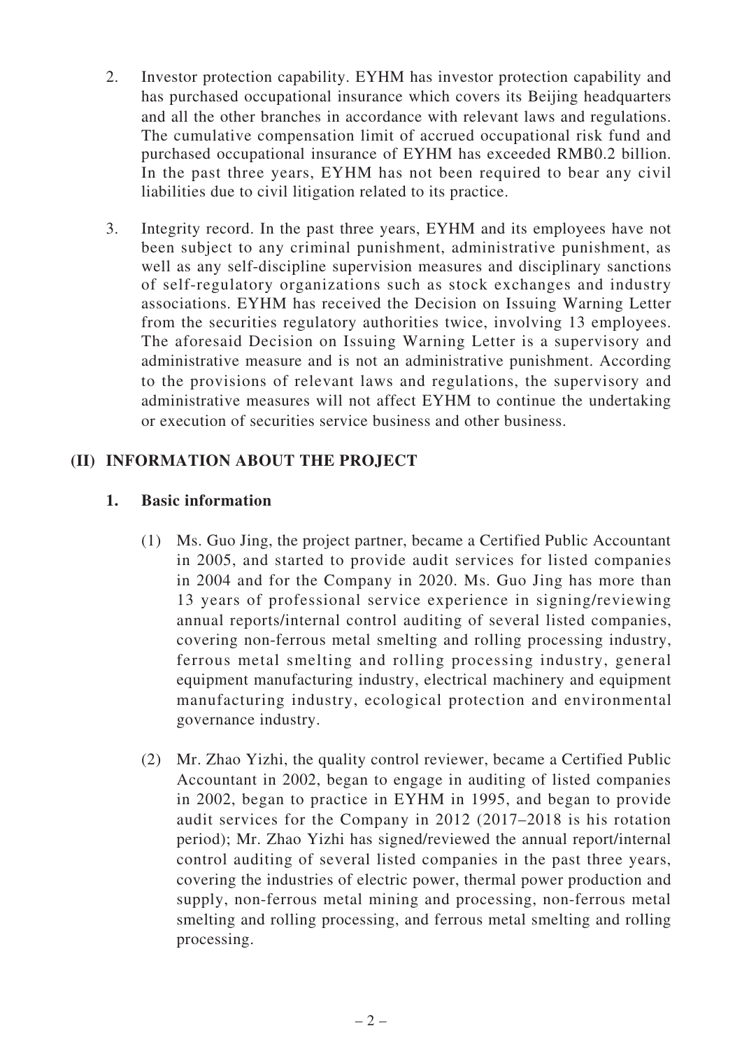2. Investor protection capability. EYHM has investor protection capability and has purchased occupational insurance which covers its Beijing headquarters and all the other branches in accordance with relevant laws and regulations. The cumulative compensation limit of accrued occupational risk fund and purchased occupational insurance of EYHM has exceeded RMB0.2 billion. In the past three years, EYHM has not been required to bear any civil liabilities due to civil litigation related to its practice.

3. Integrity record. In the past three years, EYHM and its employees have not been subject to any criminal punishment, administrative punishment, as well as any self-discipline supervision measures and disciplinary sanctions of self-regulatory organizations such as stock exchanges and industry associations. EYHM has received the Decision on Issuing Warning Letter from the securities regulatory authorities twice, involving 13 employees. The aforesaid Decision on Issuing Warning Letter is a supervisory and administrative measure and is not an administrative punishment. According to the provisions of relevant laws and regulations, the supervisory and administrative measures will not affect EYHM to continue the undertaking or execution of securities service business and other business.

## (II) INFORMATION ABOUT THE PROJECT

### 1. Basic information

(1) Ms. Guo Jing, the project partner, became a Certified Public Accountant in 2005, and started to provide audit services for listed companies in 2004 and for the Company in 2020. Ms. Guo Jing has more than 13 years of professional service experience in signing/reviewing annual reports/internal control auditing of several listed companies, covering non-ferrous metal smelting and rolling processing industry, ferrous metal smelting and rolling processing industry, general equipment manufacturing industry, electrical machinery and equipment manufacturing industry, ecological protection and environmental governance industry.

(2) Mr. Zhao Yizhi, the quality control reviewer, became a Certified Public Accountant in 2002, began to engage in auditing of listed companies in 2002, began to practice in EYHM in 1995, and began to provide audit services for the Company in 2012 (2017–2018 is his rotation period); Mr. Zhao Yizhi has signed/reviewed the annual report/internal control auditing of several listed companies in the past three years, covering the industries of electric power, thermal power production and supply, non-ferrous metal mining and processing, non-ferrous metal smelting and rolling processing, and ferrous metal smelting and rolling processing.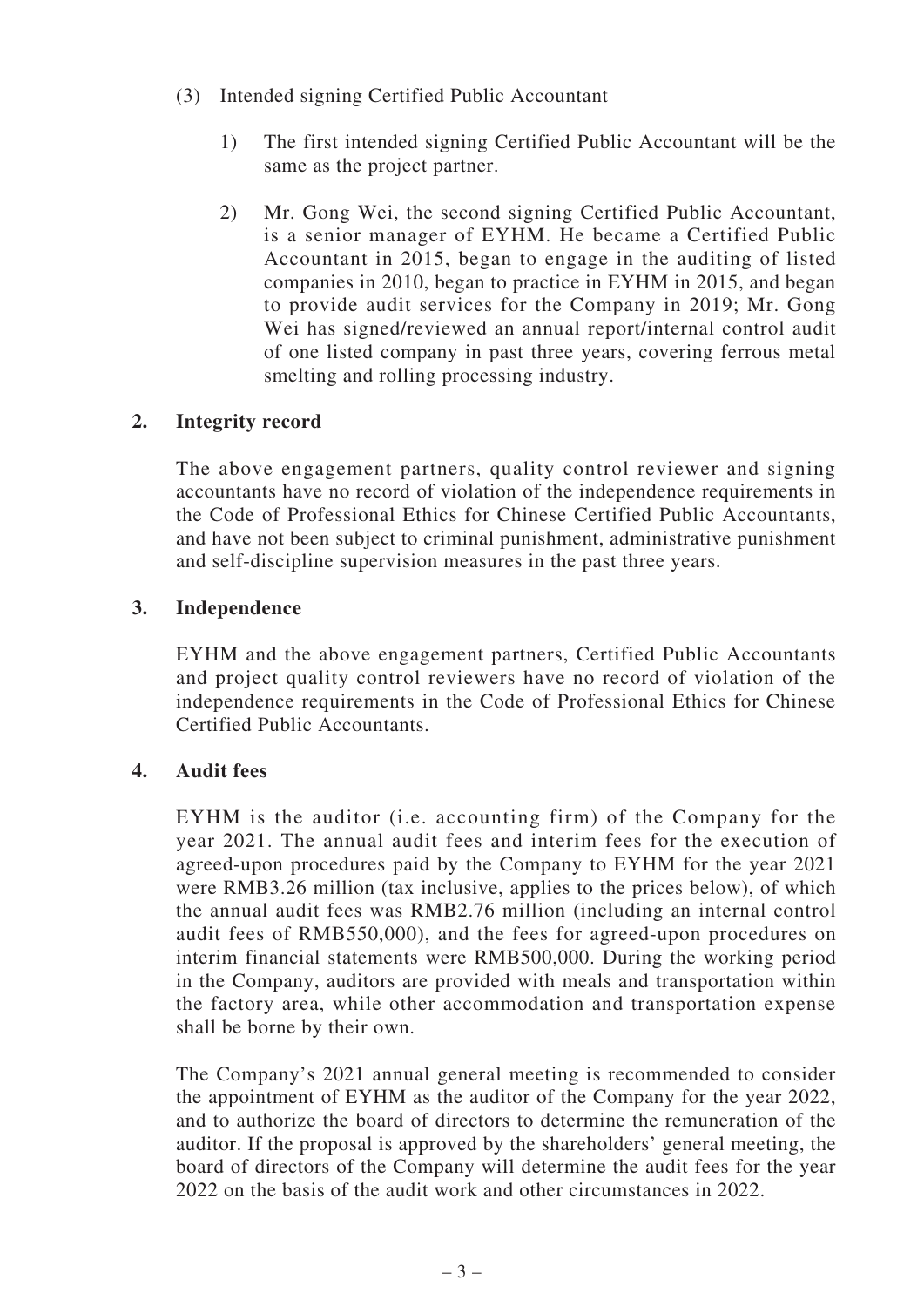(3) Intended signing Certified Public Accountant

1) The first intended signing Certified Public Accountant will be the same as the project partner.

2) Mr. Gong Wei, the second signing Certified Public Accountant, is a senior manager of EYHM. He became a Certified Public Accountant in 2015, began to engage in the auditing of listed companies in 2010, began to practice in EYHM in 2015, and began to provide audit services for the Company in 2019; Mr. Gong Wei has signed/reviewed an annual report/internal control audit of one listed company in past three years, covering ferrous metal smelting and rolling processing industry.

**2. Integrity record**

The above engagement partners, quality control reviewer and signing accountants have no record of violation of the independence requirements in the Code of Professional Ethics for Chinese Certified Public Accountants, and have not been subject to criminal punishment, administrative punishment and self-discipline supervision measures in the past three years.

**3. Independence**

EYHM and the above engagement partners, Certified Public Accountants and project quality control reviewers have no record of violation of the independence requirements in the Code of Professional Ethics for Chinese Certified Public Accountants.

**4. Audit fees**

EYHM is the auditor (i.e. accounting firm) of the Company for the year 2021. The annual audit fees and interim fees for the execution of agreed-upon procedures paid by the Company to EYHM for the year 2021 were RMB3.26 million (tax inclusive, applies to the prices below), of which the annual audit fees was RMB2.76 million (including an internal control audit fees of RMB550,000), and the fees for agreed-upon procedures on interim financial statements were RMB500,000. During the working period in the Company, auditors are provided with meals and transportation within the factory area, while other accommodation and transportation expense shall be borne by their own.

The Company's 2021 annual general meeting is recommended to consider the appointment of EYHM as the auditor of the Company for the year 2022, and to authorize the board of directors to determine the remuneration of the auditor. If the proposal is approved by the shareholders' general meeting, the board of directors of the Company will determine the audit fees for the year 2022 on the basis of the audit work and other circumstances in 2022.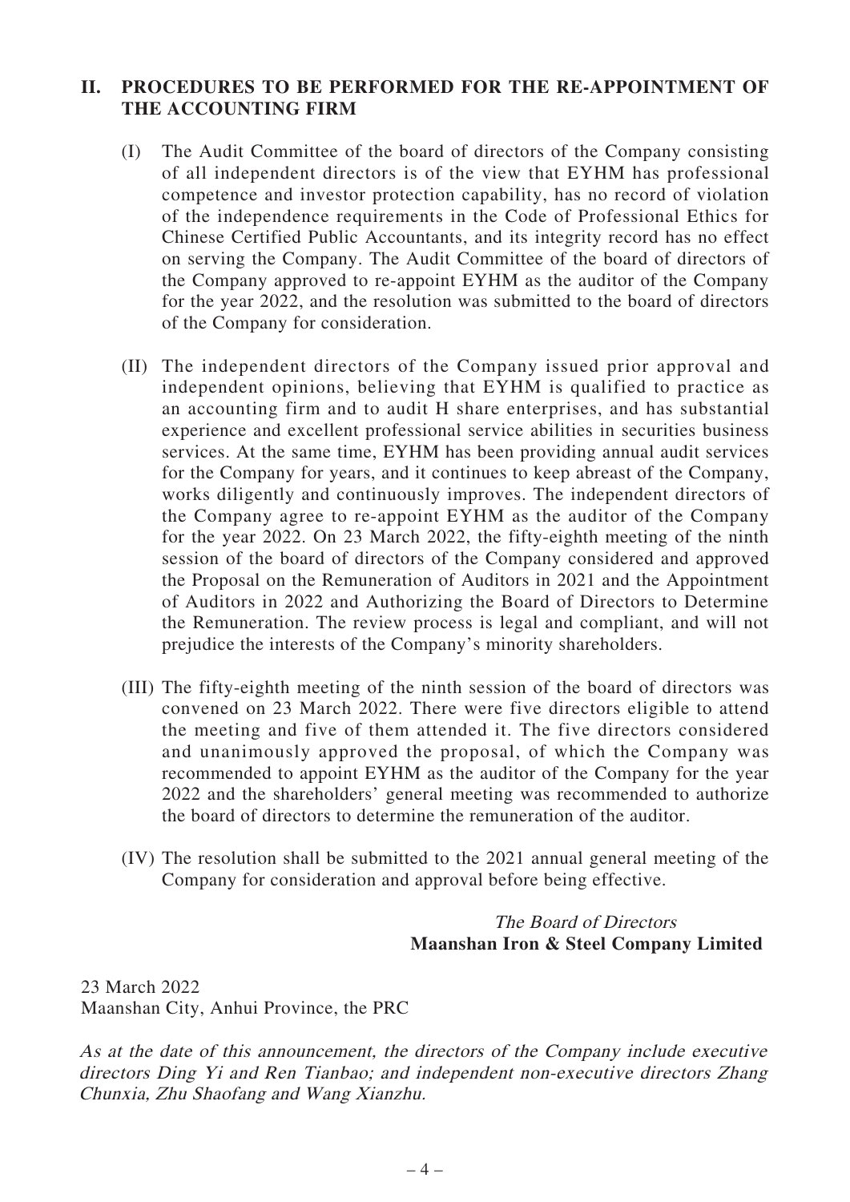## II. PROCEDURES TO BE PERFORMED FOR THE RE-APPOINTMENT OF THE ACCOUNTING FIRM

(I) The Audit Committee of the board of directors of the Company consisting of all independent directors is of the view that EYHM has professional competence and investor protection capability, has no record of violation of the independence requirements in the Code of Professional Ethics for Chinese Certified Public Accountants, and its integrity record has no effect on serving the Company. The Audit Committee of the board of directors of the Company approved to re-appoint EYHM as the auditor of the Company for the year 2022, and the resolution was submitted to the board of directors of the Company for consideration.

(II) The independent directors of the Company issued prior approval and independent opinions, believing that EYHM is qualified to practice as an accounting firm and to audit H share enterprises, and has substantial experience and excellent professional service abilities in securities business services. At the same time, EYHM has been providing annual audit services for the Company for years, and it continues to keep abreast of the Company, works diligently and continuously improves. The independent directors of the Company agree to re-appoint EYHM as the auditor of the Company for the year 2022. On 23 March 2022, the fifty-eighth meeting of the ninth session of the board of directors of the Company considered and approved the Proposal on the Remuneration of Auditors in 2021 and the Appointment of Auditors in 2022 and Authorizing the Board of Directors to Determine the Remuneration. The review process is legal and compliant, and will not prejudice the interests of the Company's minority shareholders.

(III) The fifty-eighth meeting of the ninth session of the board of directors was convened on 23 March 2022. There were five directors eligible to attend the meeting and five of them attended it. The five directors considered and unanimously approved the proposal, of which the Company was recommended to appoint EYHM as the auditor of the Company for the year 2022 and the shareholders' general meeting was recommended to authorize the board of directors to determine the remuneration of the auditor.

(IV) The resolution shall be submitted to the 2021 annual general meeting of the Company for consideration and approval before being effective.

*The Board of Directors*
**Maanshan Iron & Steel Company Limited**

23 March 2022
Maanshan City, Anhui Province, the PRC

*As at the date of this announcement, the directors of the Company include executive directors Ding Yi and Ren Tianbao; and independent non-executive directors Zhang Chunxia, Zhu Shaofang and Wang Xianzhu.*